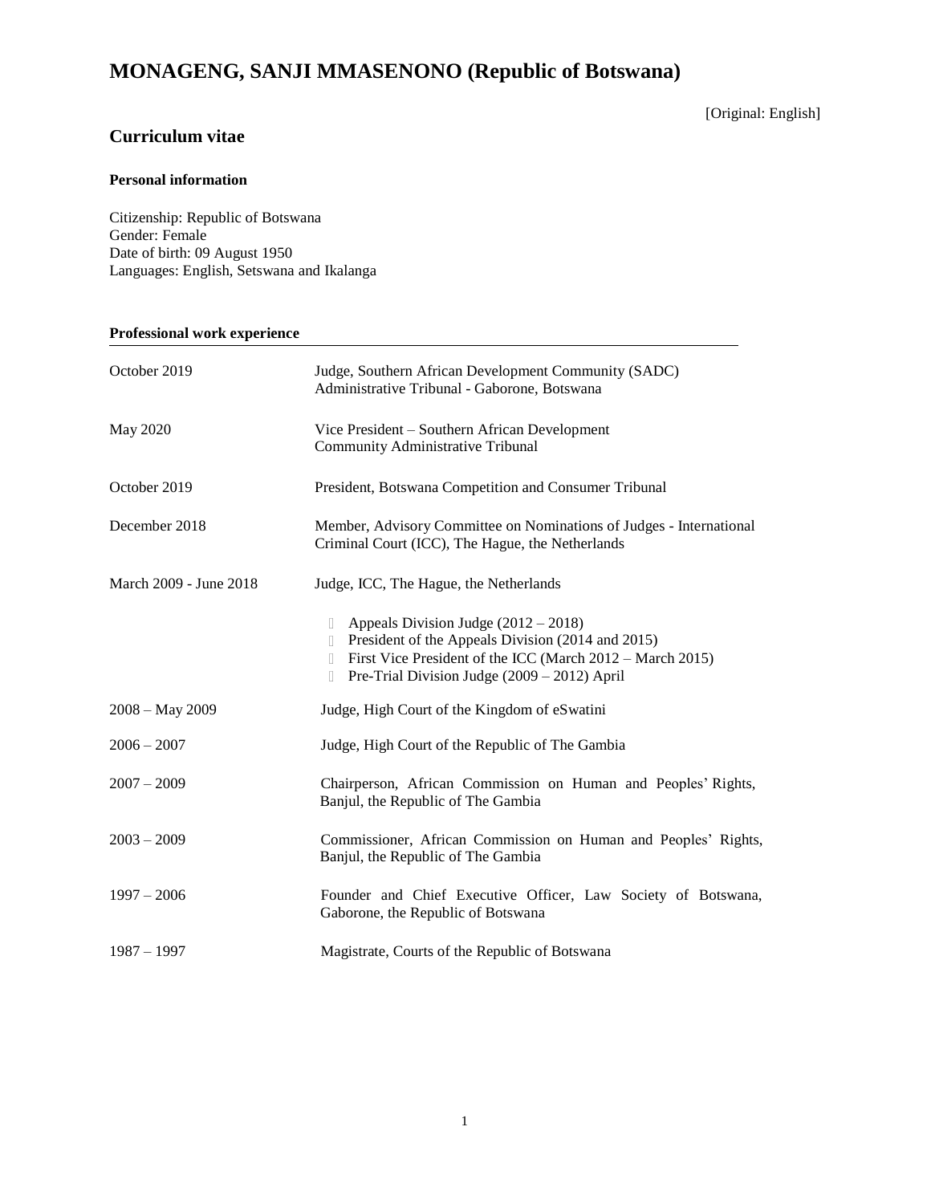# MONAGENG, SANJI MMASENONO (Republic of Botswana)

[Original: English]

## Curriculum vitae

### Personal information

Citizenship: Republic of Botswana
Gender: Female
Date of birth: 09 August 1950
Languages: English, Setswana and Ikalanga

### Professional work experience

| | |
|---|---|
| October 2019 | Judge, Southern African Development Community (SADC) Administrative Tribunal - Gaborone, Botswana |
| May 2020 | Vice President – Southern African Development Community Administrative Tribunal |
| October 2019 | President, Botswana Competition and Consumer Tribunal |
| December 2018 | Member, Advisory Committee on Nominations of Judges - International Criminal Court (ICC), The Hague, the Netherlands |
| March 2009 - June 2018 | Judge, ICC, The Hague, the Netherlands |

- Appeals Division Judge (2012 – 2018)
- President of the Appeals Division (2014 and 2015)
- First Vice President of the ICC (March 2012 – March 2015)
- Pre-Trial Division Judge (2009 – 2012) April

| | |
|---|---|
| 2008 – May 2009 | Judge, High Court of the Kingdom of eSwatini |
| 2006 – 2007 | Judge, High Court of the Republic of The Gambia |
| 2007 – 2009 | Chairperson, African Commission on Human and Peoples' Rights, Banjul, the Republic of The Gambia |
| 2003 – 2009 | Commissioner, African Commission on Human and Peoples' Rights, Banjul, the Republic of The Gambia |
| 1997 – 2006 | Founder and Chief Executive Officer, Law Society of Botswana, Gaborone, the Republic of Botswana |
| 1987 – 1997 | Magistrate, Courts of the Republic of Botswana |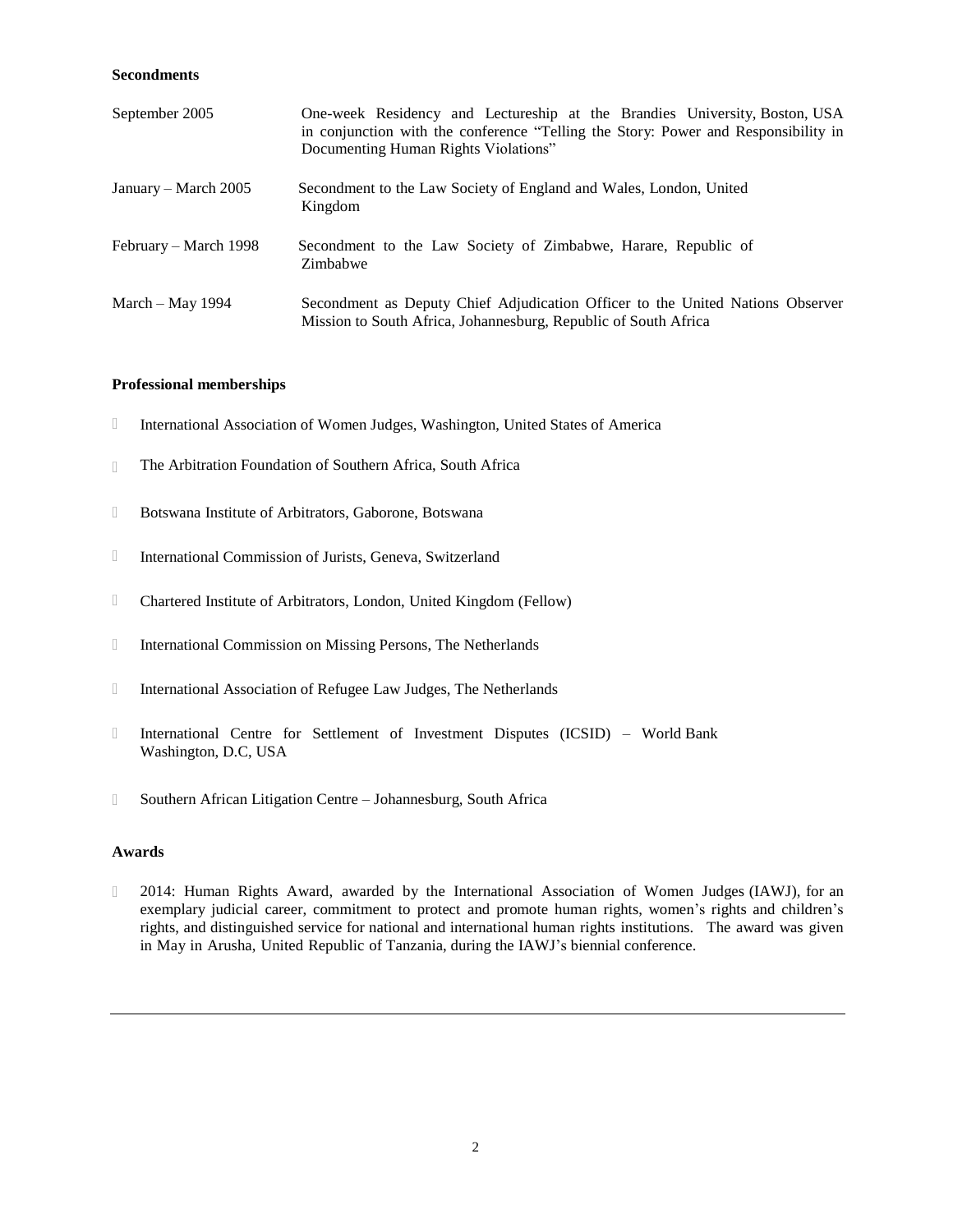**Secondments**

| | |
|---|---|
| September 2005 | One-week Residency and Lectureship at the Brandies University, Boston, USA in conjunction with the conference "Telling the Story: Power and Responsibility in Documenting Human Rights Violations" |
| January – March 2005 | Secondment to the Law Society of England and Wales, London, United Kingdom |
| February – March 1998 | Secondment to the Law Society of Zimbabwe, Harare, Republic of Zimbabwe |
| March – May 1994 | Secondment as Deputy Chief Adjudication Officer to the United Nations Observer Mission to South Africa, Johannesburg, Republic of South Africa |

**Professional memberships**

- International Association of Women Judges, Washington, United States of America
- The Arbitration Foundation of Southern Africa, South Africa
- Botswana Institute of Arbitrators, Gaborone, Botswana
- International Commission of Jurists, Geneva, Switzerland
- Chartered Institute of Arbitrators, London, United Kingdom (Fellow)
- International Commission on Missing Persons, The Netherlands
- International Association of Refugee Law Judges, The Netherlands
- International Centre for Settlement of Investment Disputes (ICSID) – World Bank Washington, D.C, USA
- Southern African Litigation Centre – Johannesburg, South Africa

**Awards**

- 2014: Human Rights Award, awarded by the International Association of Women Judges (IAWJ), for an exemplary judicial career, commitment to protect and promote human rights, women's rights and children's rights, and distinguished service for national and international human rights institutions. The award was given in May in Arusha, United Republic of Tanzania, during the IAWJ's biennial conference.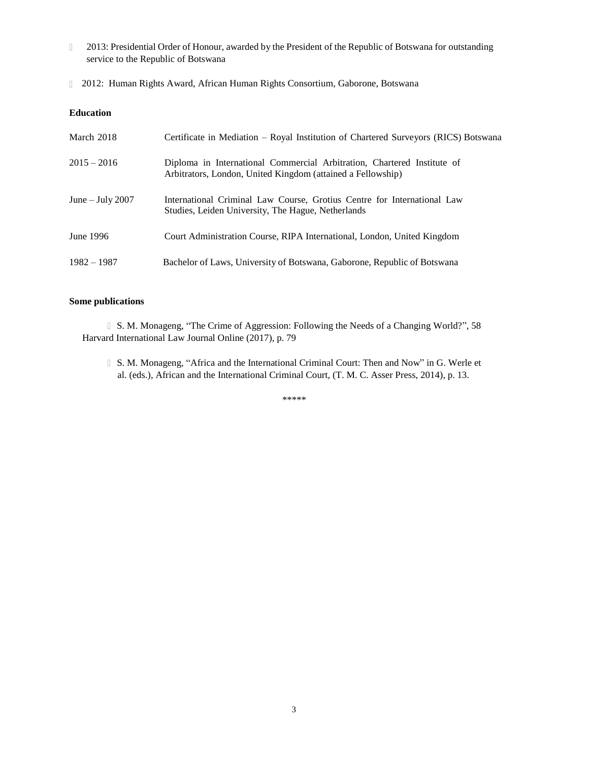- 2013: Presidential Order of Honour, awarded by the President of the Republic of Botswana for outstanding service to the Republic of Botswana

- 2012: Human Rights Award, African Human Rights Consortium, Gaborone, Botswana

**Education**

| | |
|---|---|
| March 2018 | Certificate in Mediation – Royal Institution of Chartered Surveyors (RICS) Botswana |
| 2015 – 2016 | Diploma in International Commercial Arbitration, Chartered Institute of Arbitrators, London, United Kingdom (attained a Fellowship) |
| June – July 2007 | International Criminal Law Course, Grotius Centre for International Law Studies, Leiden University, The Hague, Netherlands |
| June 1996 | Court Administration Course, RIPA International, London, United Kingdom |
| 1982 – 1987 | Bachelor of Laws, University of Botswana, Gaborone, Republic of Botswana |

**Some publications**

- S. M. Monageng, "The Crime of Aggression: Following the Needs of a Changing World?", 58 Harvard International Law Journal Online (2017), p. 79

- S. M. Monageng, "Africa and the International Criminal Court: Then and Now" in G. Werle et al. (eds.), African and the International Criminal Court, (T. M. C. Asser Press, 2014), p. 13.

\*\*\*\*\*